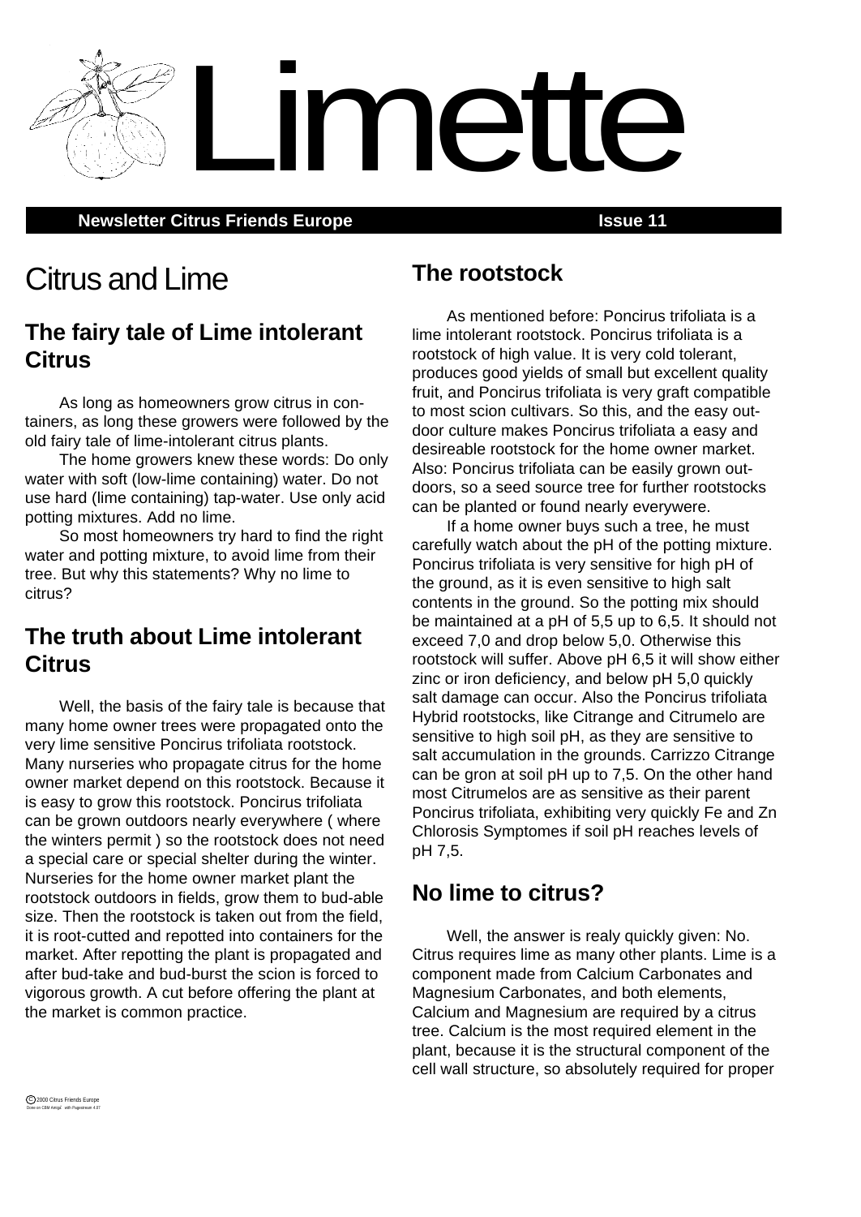# Limette

**Newsletter Citrus Friends Europe** **Issue 11**

# Citrus and Lime

## The fairy tale of Lime intolerant Citrus

As long as homeowners grow citrus in containers, as long these growers were followed by the old fairy tale of lime-intolerant citrus plants.

The home growers knew these words: Do only water with soft (low-lime containing) water. Do not use hard (lime containing) tap-water. Use only acid potting mixtures. Add no lime.

So most homeowners try hard to find the right water and potting mixture, to avoid lime from their tree. But why this statements? Why no lime to citrus?

## The truth about Lime intolerant Citrus

Well, the basis of the fairy tale is because that many home owner trees were propagated onto the very lime sensitive Poncirus trifoliata rootstock. Many nurseries who propagate citrus for the home owner market depend on this rootstock. Because it is easy to grow this rootstock. Poncirus trifoliata can be grown outdoors nearly everywhere ( where the winters permit ) so the rootstock does not need a special care or special shelter during the winter. Nurseries for the home owner market plant the rootstock outdoors in fields, grow them to bud-able size. Then the rootstock is taken out from the field, it is root-cutted and repotted into containers for the market. After repotting the plant is propagated and after bud-take and bud-burst the scion is forced to vigorous growth. A cut before offering the plant at the market is common practice.

## The rootstock

As mentioned before: Poncirus trifoliata is a lime intolerant rootstock. Poncirus trifoliata is a rootstock of high value. It is very cold tolerant, produces good yields of small but excellent quality fruit, and Poncirus trifoliata is very graft compatible to most scion cultivars. So this, and the easy outdoor culture makes Poncirus trifoliata a easy and desireable rootstock for the home owner market. Also: Poncirus trifoliata can be easily grown outdoors, so a seed source tree for further rootstocks can be planted or found nearly everywere.

If a home owner buys such a tree, he must carefully watch about the pH of the potting mixture. Poncirus trifoliata is very sensitive for high pH of the ground, as it is even sensitive to high salt contents in the ground. So the potting mix should be maintained at a pH of 5,5 up to 6,5. It should not exceed 7,0 and drop below 5,0. Otherwise this rootstock will suffer. Above pH 6,5 it will show either zinc or iron deficiency, and below pH 5,0 quickly salt damage can occur. Also the Poncirus trifoliata Hybrid rootstocks, like Citrange and Citrumelo are sensitive to high soil pH, as they are sensitive to salt accumulation in the grounds. Carrizzo Citrange can be gron at soil pH up to 7,5. On the other hand most Citrumelos are as sensitive as their parent Poncirus trifoliata, exhibiting very quickly Fe and Zn Chlorosis Symptomes if soil pH reaches levels of pH 7,5.

## No lime to citrus?

Well, the answer is realy quickly given: No. Citrus requires lime as many other plants. Lime is a component made from Calcium Carbonates and Magnesium Carbonates, and both elements, Calcium and Magnesium are required by a citrus tree. Calcium is the most required element in the plant, because it is the structural component of the cell wall structure, so absolutely required for proper

© 2000 Citrus Friends Europe
Done on CBM Amiga with Pagestream 4.07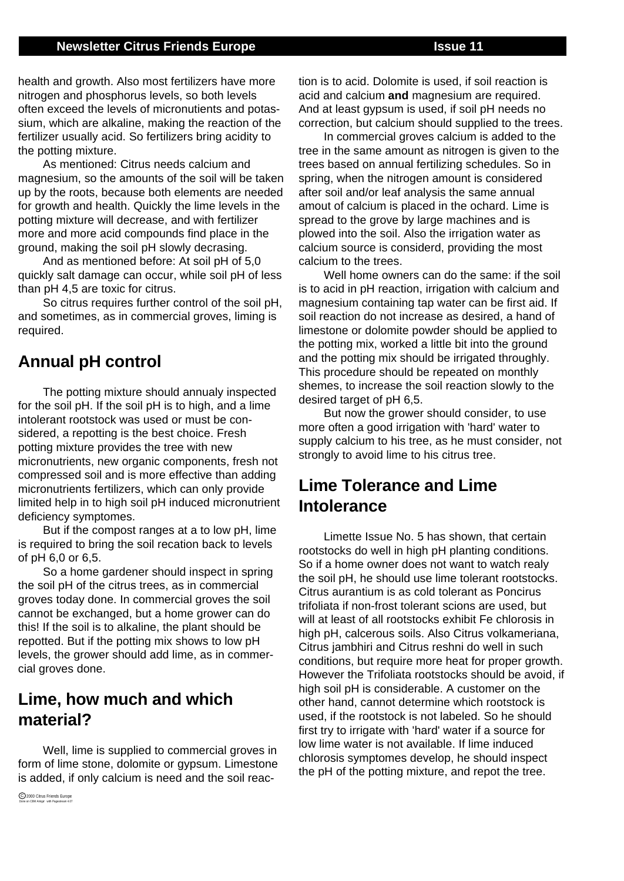health and growth. Also most fertilizers have more nitrogen and phosphorus levels, so both levels often exceed the levels of micronutients and potassium, which are alkaline, making the reaction of the fertilizer usually acid. So fertilizers bring acidity to the potting mixture.

As mentioned: Citrus needs calcium and magnesium, so the amounts of the soil will be taken up by the roots, because both elements are needed for growth and health. Quickly the lime levels in the potting mixture will decrease, and with fertilizer more and more acid compounds find place in the ground, making the soil pH slowly decrasing.

And as mentioned before: At soil pH of 5,0 quickly salt damage can occur, while soil pH of less than pH 4,5 are toxic for citrus.

So citrus requires further control of the soil pH, and sometimes, as in commercial groves, liming is required.

## Annual pH control

The potting mixture should annualy inspected for the soil pH. If the soil pH is to high, and a lime intolerant rootstock was used or must be considered, a repotting is the best choice. Fresh potting mixture provides the tree with new micronutrients, new organic components, fresh not compressed soil and is more effective than adding micronutrients fertilizers, which can only provide limited help in to high soil pH induced micronutrient deficiency symptomes.

But if the compost ranges at a to low pH, lime is required to bring the soil recation back to levels of pH 6,0 or 6,5.

So a home gardener should inspect in spring the soil pH of the citrus trees, as in commercial groves today done. In commercial groves the soil cannot be exchanged, but a home grower can do this! If the soil is to alkaline, the plant should be repotted. But if the potting mix shows to low pH levels, the grower should add lime, as in commercial groves done.

## Lime, how much and which material?

Well, lime is supplied to commercial groves in form of lime stone, dolomite or gypsum. Limestone is added, if only calcium is need and the soil reaction is to acid. Dolomite is used, if soil reaction is acid and calcium **and** magnesium are required. And at least gypsum is used, if soil pH needs no correction, but calcium should supplied to the trees.

In commercial groves calcium is added to the tree in the same amount as nitrogen is given to the trees based on annual fertilizing schedules. So in spring, when the nitrogen amount is considered after soil and/or leaf analysis the same annual amout of calcium is placed in the ochard. Lime is spread to the grove by large machines and is plowed into the soil. Also the irrigation water as calcium source is considerd, providing the most calcium to the trees.

Well home owners can do the same: if the soil is to acid in pH reaction, irrigation with calcium and magnesium containing tap water can be first aid. If soil reaction do not increase as desired, a hand of limestone or dolomite powder should be applied to the potting mix, worked a little bit into the ground and the potting mix should be irrigated throughly. This procedure should be repeated on monthly shemes, to increase the soil reaction slowly to the desired target of pH 6,5.

But now the grower should consider, to use more often a good irrigation with 'hard' water to supply calcium to his tree, as he must consider, not strongly to avoid lime to his citrus tree.

## Lime Tolerance and Lime Intolerance

Limette Issue No. 5 has shown, that certain rootstocks do well in high pH planting conditions. So if a home owner does not want to watch realy the soil pH, he should use lime tolerant rootstocks. Citrus aurantium is as cold tolerant as Poncirus trifoliata if non-frost tolerant scions are used, but will at least of all rootstocks exhibit Fe chlorosis in high pH, calcerous soils. Also Citrus volkameriana, Citrus jambhiri and Citrus reshni do well in such conditions, but require more heat for proper growth. However the Trifoliata rootstocks should be avoid, if high soil pH is considerable. A customer on the other hand, cannot determine which rootstock is used, if the rootstock is not labeled. So he should first try to irrigate with 'hard' water if a source for low lime water is not available. If lime induced chlorosis symptomes develop, he should inspect the pH of the potting mixture, and repot the tree.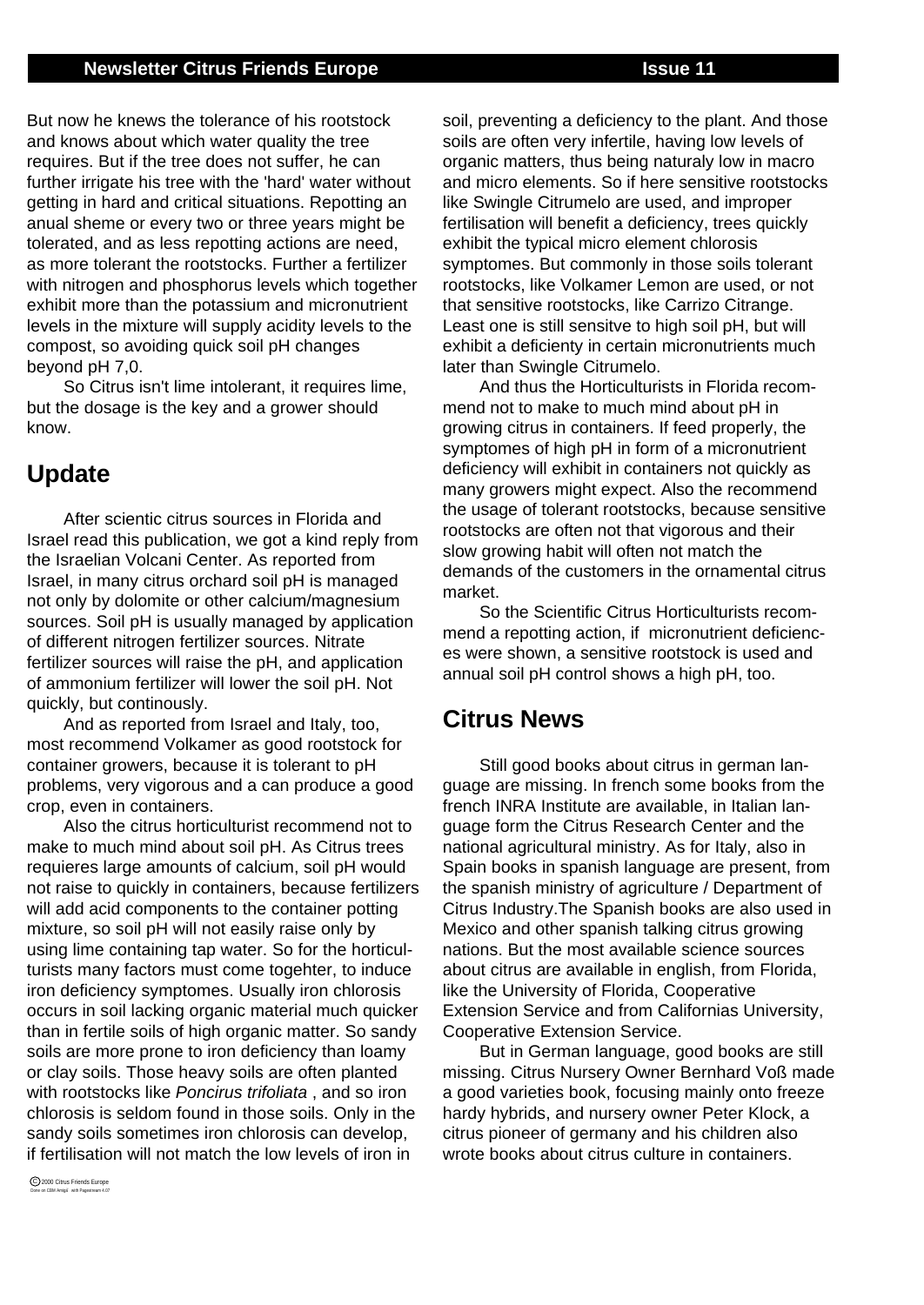But now he knews the tolerance of his rootstock and knows about which water quality the tree requires. But if the tree does not suffer, he can further irrigate his tree with the 'hard' water without getting in hard and critical situations. Repotting an anual sheme or every two or three years might be tolerated, and as less repotting actions are need, as more tolerant the rootstocks. Further a fertilizer with nitrogen and phosphorus levels which together exhibit more than the potassium and micronutrient levels in the mixture will supply acidity levels to the compost, so avoiding quick soil pH changes beyond pH 7,0.

So Citrus isn't lime intolerant, it requires lime, but the dosage is the key and a grower should know.

## Update

After scientic citrus sources in Florida and Israel read this publication, we got a kind reply from the Israelian Volcani Center. As reported from Israel, in many citrus orchard soil pH is managed not only by dolomite or other calcium/magnesium sources. Soil pH is usually managed by application of different nitrogen fertilizer sources. Nitrate fertilizer sources will raise the pH, and application of ammonium fertilizer will lower the soil pH. Not quickly, but continously.

And as reported from Israel and Italy, too, most recommend Volkamer as good rootstock for container growers, because it is tolerant to pH problems, very vigorous and a can produce a good crop, even in containers.

Also the citrus horticulturist recommend not to make to much mind about soil pH. As Citrus trees requieres large amounts of calcium, soil pH would not raise to quickly in containers, because fertilizers will add acid components to the container potting mixture, so soil pH will not easily raise only by using lime containing tap water. So for the horticulturists many factors must come togehter, to induce iron deficiency symptomes. Usually iron chlorosis occurs in soil lacking organic material much quicker than in fertile soils of high organic matter. So sandy soils are more prone to iron deficiency than loamy or clay soils. Those heavy soils are often planted with rootstocks like *Poncirus trifoliata* , and so iron chlorosis is seldom found in those soils. Only in the sandy soils sometimes iron chlorosis can develop, if fertilisation will not match the low levels of iron in soil, preventing a deficiency to the plant. And those soils are often very infertile, having low levels of organic matters, thus being naturaly low in macro and micro elements. So if here sensitive rootstocks like Swingle Citrumelo are used, and improper fertilisation will benefit a deficiency, trees quickly exhibit the typical micro element chlorosis symptomes. But commonly in those soils tolerant rootstocks, like Volkamer Lemon are used, or not that sensitive rootstocks, like Carrizo Citrange. Least one is still sensitve to high soil pH, but will exhibit a deficiency in certain micronutrients much later than Swingle Citrumelo.

And thus the Horticulturists in Florida recommend not to make to much mind about pH in growing citrus in containers. If feed properly, the symptomes of high pH in form of a micronutrient deficiency will exhibit in containers not quickly as many growers might expect. Also the recommend the usage of tolerant rootstocks, because sensitive rootstocks are often not that vigorous and their slow growing habit will often not match the demands of the customers in the ornamental citrus market.

So the Scientific Citrus Horticulturists recommend a repotting action, if micronutrient deficiences were shown, a sensitive rootstock is used and annual soil pH control shows a high pH, too.

## Citrus News

Still good books about citrus in german language are missing. In french some books from the french INRA Institute are available, in Italian language form the Citrus Research Center and the national agricultural ministry. As for Italy, also in Spain books in spanish language are present, from the spanish ministry of agriculture / Department of Citrus Industry.The Spanish books are also used in Mexico and other spanish talking citrus growing nations. But the most available science sources about citrus are available in english, from Florida, like the University of Florida, Cooperative Extension Service and from Californias University, Cooperative Extension Service.

But in German language, good books are still missing. Citrus Nursery Owner Bernhard Voß made a good varieties book, focusing mainly onto freeze hardy hybrids, and nursery owner Peter Klock, a citrus pioneer of germany and his children also wrote books about citrus culture in containers.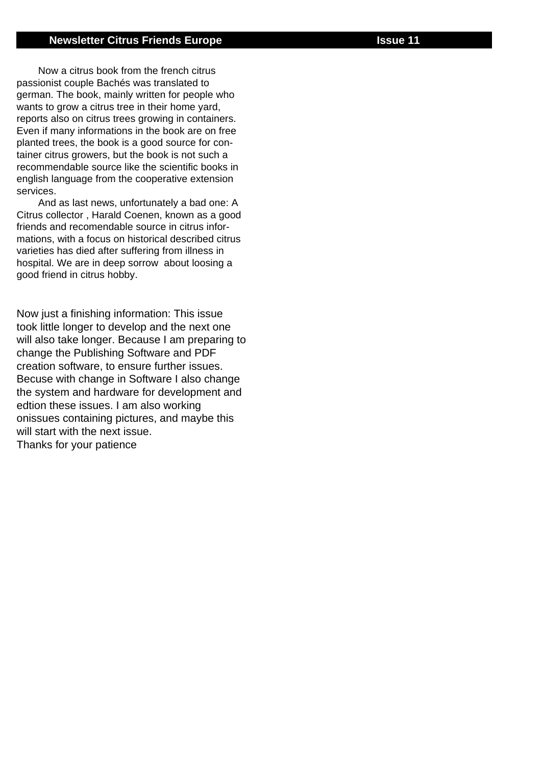Now a citrus book from the french citrus passionist couple Bachés was translated to german. The book, mainly written for people who wants to grow a citrus tree in their home yard, reports also on citrus trees growing in containers. Even if many informations in the book are on free planted trees, the book is a good source for container citrus growers, but the book is not such a recommendable source like the scientific books in english language from the cooperative extension services.

And as last news, unfortunately a bad one: A Citrus collector , Harald Coenen, known as a good friends and recomendable source in citrus informations, with a focus on historical described citrus varieties has died after suffering from illness in hospital. We are in deep sorrow about loosing a good friend in citrus hobby.

Now just a finishing information: This issue took little longer to develop and the next one will also take longer. Because I am preparing to change the Publishing Software and PDF creation software, to ensure further issues. Becuse with change in Software I also change the system and hardware for development and edtion these issues. I am also working onissues containing pictures, and maybe this will start with the next issue.
Thanks for your patience